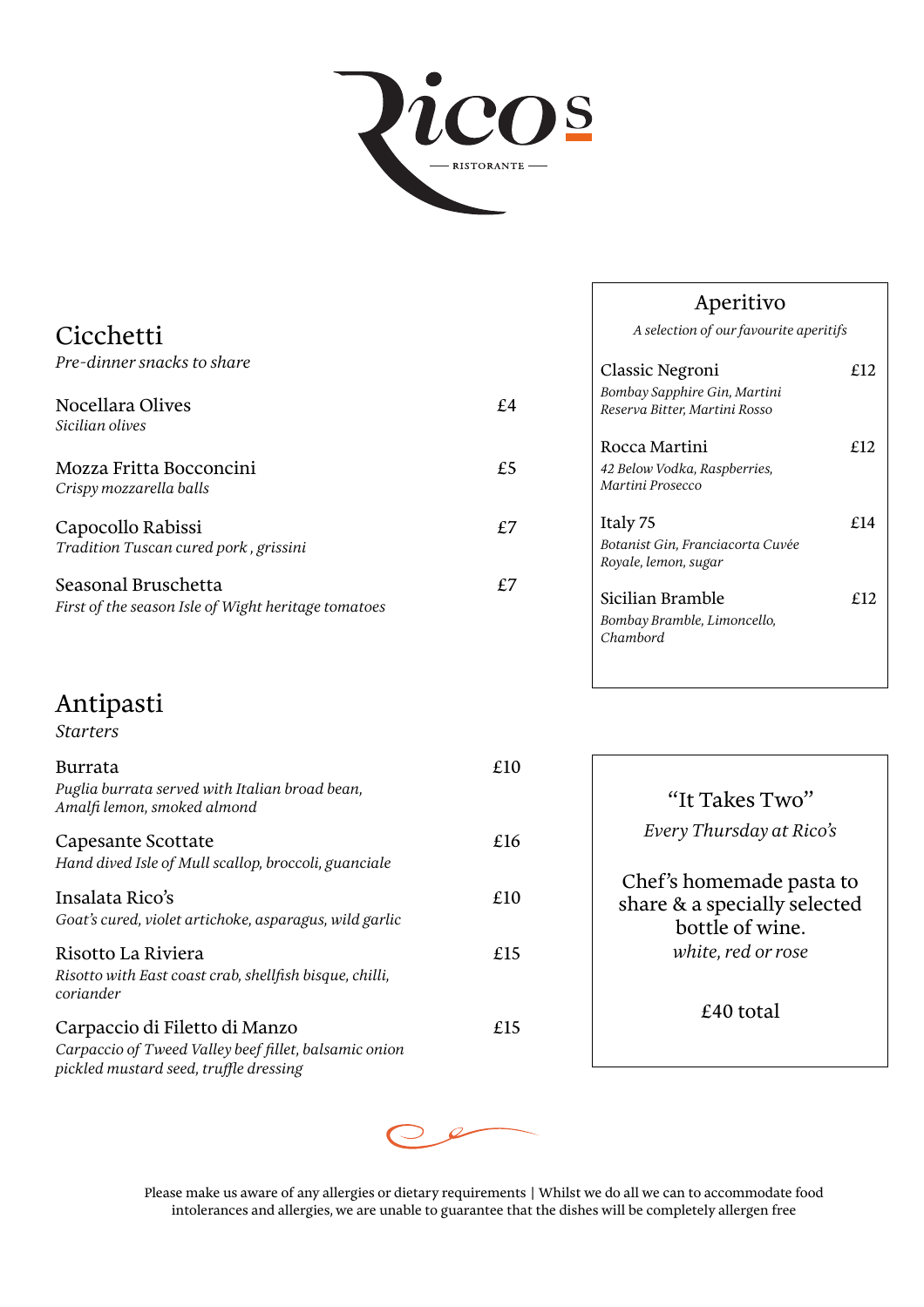# Rico's

RISTORANTE

## Cicchetti

*Pre-dinner snacks to share*

**Nocellara Olives** — £4
*Sicilian olives*

**Mozza Fritta Bocconcini** — £5
*Crispy mozzarella balls*

**Capocollo Rabissi** — £7
*Tradition Tuscan cured pork , grissini*

**Seasonal Bruschetta** — £7
*First of the season Isle of Wight heritage tomatoes*

## Antipasti

*Starters*

**Burrata** — £10
*Puglia burrata served with Italian broad bean, Amalfi lemon, smoked almond*

**Capesante Scottate** — £16
*Hand dived Isle of Mull scallop, broccoli, guanciale*

**Insalata Rico's** — £10
*Goat's cured, violet artichoke, asparagus, wild garlic*

**Risotto La Riviera** — £15
*Risotto with East coast crab, shellfish bisque, chilli, coriander*

**Carpaccio di Filetto di Manzo** — £15
*Carpaccio of Tweed Valley beef fillet, balsamic onion pickled mustard seed, truffle dressing*

## Aperitivo

*A selection of our favourite aperitifs*

**Classic Negroni** — £12
*Bombay Sapphire Gin, Martini Reserva Bitter, Martini Rosso*

**Rocca Martini** — £12
*42 Below Vodka, Raspberries, Martini Prosecco*

**Italy 75** — £14
*Botanist Gin, Franciacorta Cuvée Royale, lemon, sugar*

**Sicilian Bramble** — £12
*Bombay Bramble, Limoncello, Chambord*

## "It Takes Two"

*Every Thursday at Rico's*

Chef's homemade pasta to share & a specially selected bottle of wine.
*white, red or rose*

£40 total

Please make us aware of any allergies or dietary requirements | Whilst we do all we can to accommodate food intolerances and allergies, we are unable to guarantee that the dishes will be completely allergen free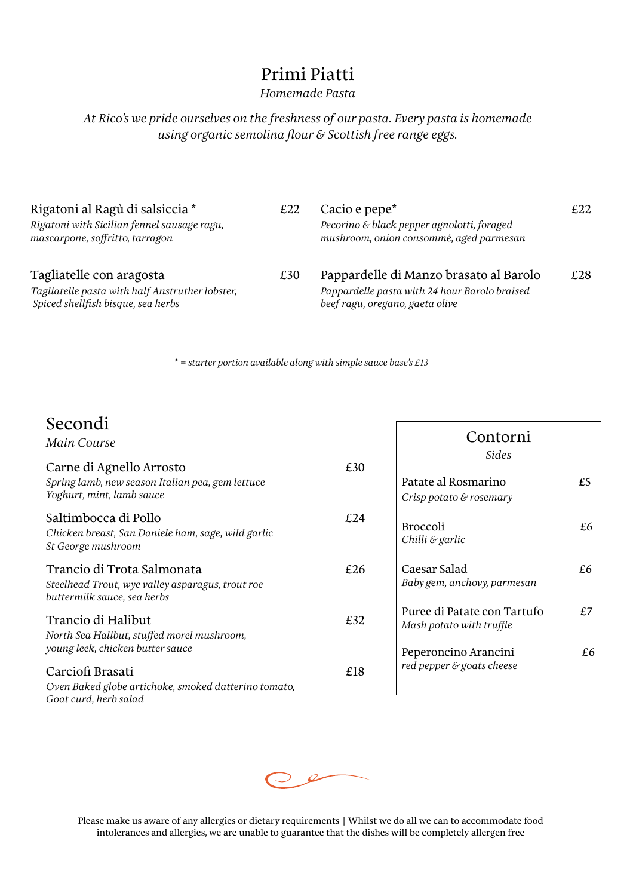# Primi Piatti

*Homemade Pasta*

*At Rico's we pride ourselves on the freshness of our pasta. Every pasta is homemade using organic semolina flour & Scottish free range eggs.*

**Rigatoni al Ragù di salsiccia *** — £22
*Rigatoni with Sicilian fennel sausage ragu, mascarpone, soffritto, tarragon*

**Tagliatelle con aragosta** — £30
*Tagliatelle pasta with half Anstruther lobster, Spiced shellfish bisque, sea herbs*

**Cacio e pepe*** — £22
*Pecorino & black pepper agnolotti, foraged mushroom, onion consommé, aged parmesan*

**Pappardelle di Manzo brasato al Barolo** — £28
*Pappardelle pasta with 24 hour Barolo braised beef ragu, oregano, gaeta olive*

*\* = starter portion available along with simple sauce base's £13*

# Secondi

*Main Course*

**Carne di Agnello Arrosto** — £30
*Spring lamb, new season Italian pea, gem lettuce Yoghurt, mint, lamb sauce*

**Saltimbocca di Pollo** — £24
*Chicken breast, San Daniele ham, sage, wild garlic St George mushroom*

**Trancio di Trota Salmonata** — £26
*Steelhead Trout, wye valley asparagus, trout roe buttermilk sauce, sea herbs*

**Trancio di Halibut** — £32
*North Sea Halibut, stuffed morel mushroom, young leek, chicken butter sauce*

**Carciofi Brasati** — £18
*Oven Baked globe artichoke, smoked datterino tomato, Goat curd, herb salad*

# Contorni

*Sides*

**Patate al Rosmarino** — £5
*Crisp potato & rosemary*

**Broccoli** — £6
*Chilli & garlic*

**Caesar Salad** — £6
*Baby gem, anchovy, parmesan*

**Puree di Patate con Tartufo** — £7
*Mash potato with truffle*

**Peperoncino Arancini** — £6
*red pepper & goats cheese*

Please make us aware of any allergies or dietary requirements | Whilst we do all we can to accommodate food intolerances and allergies, we are unable to guarantee that the dishes will be completely allergen free